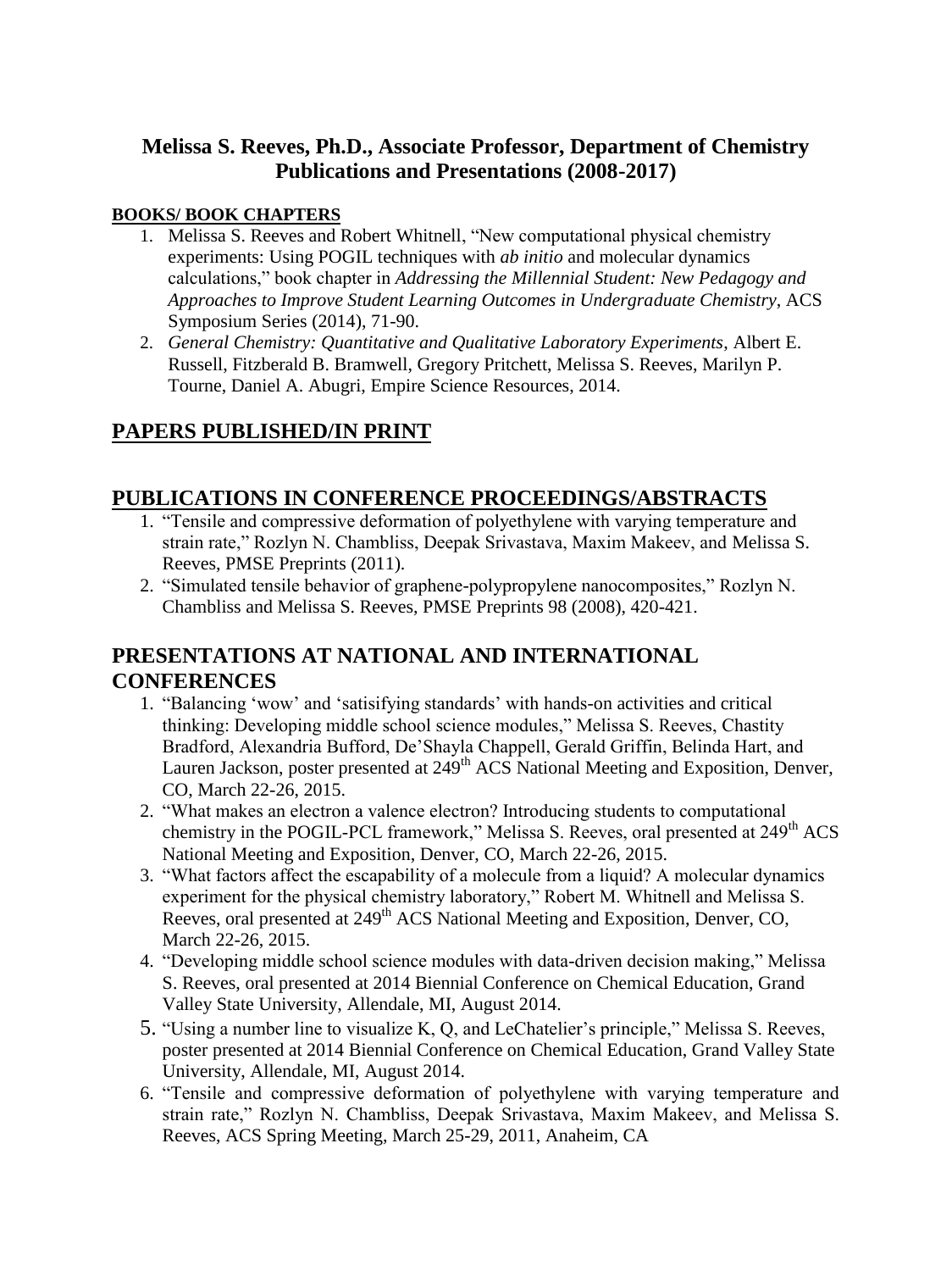# Melissa S. Reeves, Ph.D., Associate Professor, Department of Chemistry Publications and Presentations (2008-2017)

## BOOKS/ BOOK CHAPTERS

1. Melissa S. Reeves and Robert Whitnell, "New computational physical chemistry experiments: Using POGIL techniques with *ab initio* and molecular dynamics calculations," book chapter in *Addressing the Millennial Student: New Pedagogy and Approaches to Improve Student Learning Outcomes in Undergraduate Chemistry*, ACS Symposium Series (2014), 71-90.
2. *General Chemistry: Quantitative and Qualitative Laboratory Experiments*, Albert E. Russell, Fitzberald B. Bramwell, Gregory Pritchett, Melissa S. Reeves, Marilyn P. Tourne, Daniel A. Abugri, Empire Science Resources, 2014.

## PAPERS PUBLISHED/IN PRINT

## PUBLICATIONS IN CONFERENCE PROCEEDINGS/ABSTRACTS

1. "Tensile and compressive deformation of polyethylene with varying temperature and strain rate," Rozlyn N. Chambliss, Deepak Srivastava, Maxim Makeev, and Melissa S. Reeves, PMSE Preprints (2011).
2. "Simulated tensile behavior of graphene-polypropylene nanocomposites," Rozlyn N. Chambliss and Melissa S. Reeves, PMSE Preprints 98 (2008), 420-421.

## PRESENTATIONS AT NATIONAL AND INTERNATIONAL CONFERENCES

1. "Balancing 'wow' and 'satisifying standards' with hands-on activities and critical thinking: Developing middle school science modules," Melissa S. Reeves, Chastity Bradford, Alexandria Bufford, De'Shayla Chappell, Gerald Griffin, Belinda Hart, and Lauren Jackson, poster presented at 249th ACS National Meeting and Exposition, Denver, CO, March 22-26, 2015.
2. "What makes an electron a valence electron? Introducing students to computational chemistry in the POGIL-PCL framework," Melissa S. Reeves, oral presented at 249th ACS National Meeting and Exposition, Denver, CO, March 22-26, 2015.
3. "What factors affect the escapability of a molecule from a liquid? A molecular dynamics experiment for the physical chemistry laboratory," Robert M. Whitnell and Melissa S. Reeves, oral presented at 249th ACS National Meeting and Exposition, Denver, CO, March 22-26, 2015.
4. "Developing middle school science modules with data-driven decision making," Melissa S. Reeves, oral presented at 2014 Biennial Conference on Chemical Education, Grand Valley State University, Allendale, MI, August 2014.
5. "Using a number line to visualize K, Q, and LeChatelier's principle," Melissa S. Reeves, poster presented at 2014 Biennial Conference on Chemical Education, Grand Valley State University, Allendale, MI, August 2014.
6. "Tensile and compressive deformation of polyethylene with varying temperature and strain rate," Rozlyn N. Chambliss, Deepak Srivastava, Maxim Makeev, and Melissa S. Reeves, ACS Spring Meeting, March 25-29, 2011, Anaheim, CA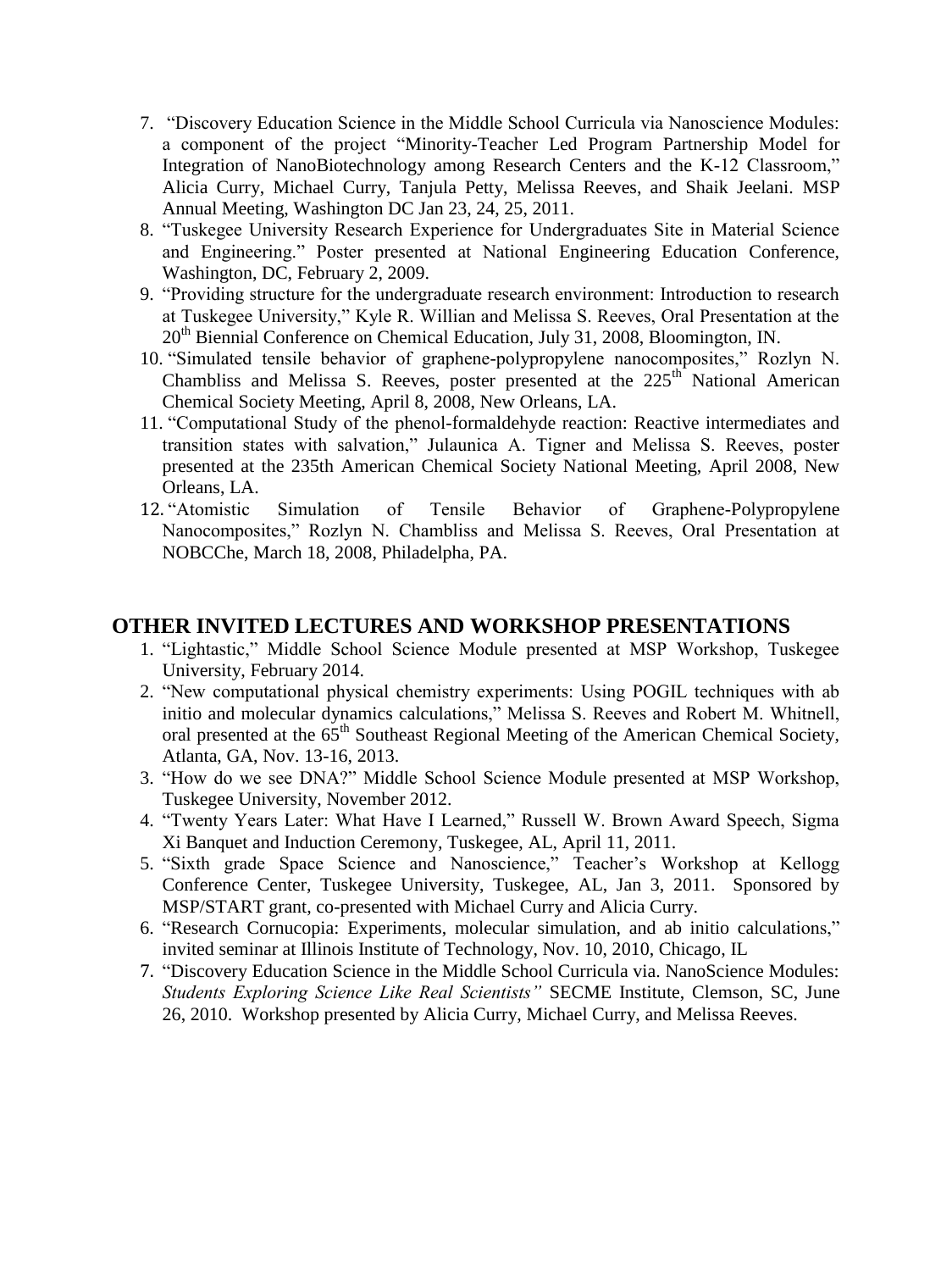7. "Discovery Education Science in the Middle School Curricula via Nanoscience Modules: a component of the project "Minority-Teacher Led Program Partnership Model for Integration of NanoBiotechnology among Research Centers and the K-12 Classroom," Alicia Curry, Michael Curry, Tanjula Petty, Melissa Reeves, and Shaik Jeelani. MSP Annual Meeting, Washington DC Jan 23, 24, 25, 2011.
8. "Tuskegee University Research Experience for Undergraduates Site in Material Science and Engineering." Poster presented at National Engineering Education Conference, Washington, DC, February 2, 2009.
9. "Providing structure for the undergraduate research environment: Introduction to research at Tuskegee University," Kyle R. Willian and Melissa S. Reeves, Oral Presentation at the 20th Biennial Conference on Chemical Education, July 31, 2008, Bloomington, IN.
10. "Simulated tensile behavior of graphene-polypropylene nanocomposites," Rozlyn N. Chambliss and Melissa S. Reeves, poster presented at the 225th National American Chemical Society Meeting, April 8, 2008, New Orleans, LA.
11. "Computational Study of the phenol-formaldehyde reaction: Reactive intermediates and transition states with salvation," Julaunica A. Tigner and Melissa S. Reeves, poster presented at the 235th American Chemical Society National Meeting, April 2008, New Orleans, LA.
12. "Atomistic Simulation of Tensile Behavior of Graphene-Polypropylene Nanocomposites," Rozlyn N. Chambliss and Melissa S. Reeves, Oral Presentation at NOBCChe, March 18, 2008, Philadelpha, PA.

## OTHER INVITED LECTURES AND WORKSHOP PRESENTATIONS

1. "Lightastic," Middle School Science Module presented at MSP Workshop, Tuskegee University, February 2014.
2. "New computational physical chemistry experiments: Using POGIL techniques with ab initio and molecular dynamics calculations," Melissa S. Reeves and Robert M. Whitnell, oral presented at the 65th Southeast Regional Meeting of the American Chemical Society, Atlanta, GA, Nov. 13-16, 2013.
3. "How do we see DNA?" Middle School Science Module presented at MSP Workshop, Tuskegee University, November 2012.
4. "Twenty Years Later: What Have I Learned," Russell W. Brown Award Speech, Sigma Xi Banquet and Induction Ceremony, Tuskegee, AL, April 11, 2011.
5. "Sixth grade Space Science and Nanoscience," Teacher's Workshop at Kellogg Conference Center, Tuskegee University, Tuskegee, AL, Jan 3, 2011. Sponsored by MSP/START grant, co-presented with Michael Curry and Alicia Curry.
6. "Research Cornucopia: Experiments, molecular simulation, and ab initio calculations," invited seminar at Illinois Institute of Technology, Nov. 10, 2010, Chicago, IL
7. "Discovery Education Science in the Middle School Curricula via. NanoScience Modules: *Students Exploring Science Like Real Scientists"* SECME Institute, Clemson, SC, June 26, 2010. Workshop presented by Alicia Curry, Michael Curry, and Melissa Reeves.